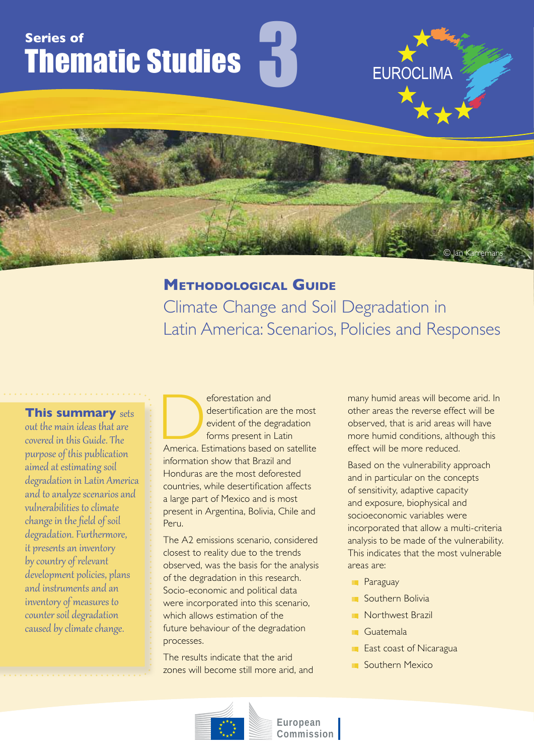Series of

# Thematic Studies 3

EUROCLIMA

© Jan Karremans

## Methodological Guide

## Climate Change and Soil Degradation in Latin America: Scenarios, Policies and Responses

**This summary** *sets out the main ideas that are covered in this Guide. The purpose of this publication aimed at estimating soil degradation in Latin America and to analyze scenarios and vulnerabilities to climate change in the field of soil degradation. Furthermore, it presents an inventory by country of relevant development policies, plans and instruments and an inventory of measures to counter soil degradation caused by climate change.*

Deforestation and desertification are the most evident of the degradation forms present in Latin America. Estimations based on satellite information show that Brazil and Honduras are the most deforested countries, while desertification affects a large part of Mexico and is most present in Argentina, Bolivia, Chile and Peru.

The A2 emissions scenario, considered closest to reality due to the trends observed, was the basis for the analysis of the degradation in this research. Socio-economic and political data were incorporated into this scenario, which allows estimation of the future behaviour of the degradation processes.

The results indicate that the arid zones will become still more arid, and many humid areas will become arid. In other areas the reverse effect will be observed, that is arid areas will have more humid conditions, although this effect will be more reduced.

Based on the vulnerability approach and in particular on the concepts of sensitivity, adaptive capacity and exposure, biophysical and socioeconomic variables were incorporated that allow a multi-criteria analysis to be made of the vulnerability. This indicates that the most vulnerable areas are:

- Paraguay
- Southern Bolivia
- Northwest Brazil
- Guatemala
- East coast of Nicaragua
- Southern Mexico

European Commission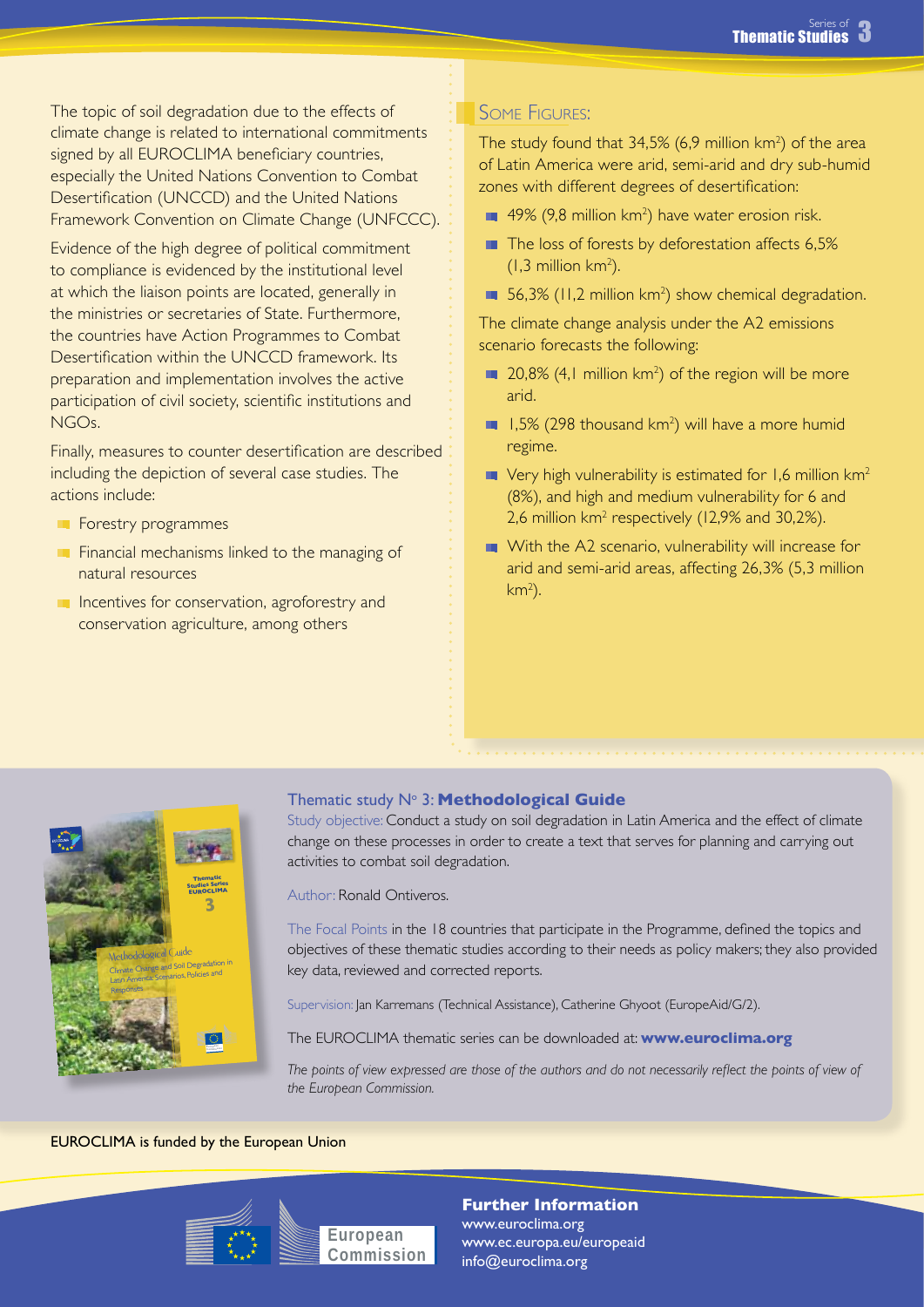The topic of soil degradation due to the effects of climate change is related to international commitments signed by all EUROCLIMA beneficiary countries, especially the United Nations Convention to Combat Desertification (UNCCD) and the United Nations Framework Convention on Climate Change (UNFCCC).

Evidence of the high degree of political commitment to compliance is evidenced by the institutional level at which the liaison points are located, generally in the ministries or secretaries of State. Furthermore, the countries have Action Programmes to Combat Desertification within the UNCCD framework. Its preparation and implementation involves the active participation of civil society, scientific institutions and NGOs.

Finally, measures to counter desertification are described including the depiction of several case studies. The actions include:

- Forestry programmes
- Financial mechanisms linked to the managing of natural resources
- Incentives for conservation, agroforestry and conservation agriculture, among others

## Some Figures:

The study found that 34,5% (6,9 million $km^2$) of the area of Latin America were arid, semi-arid and dry sub-humid zones with different degrees of desertification:

- 49% (9,8 million $km^2$) have water erosion risk.
- The loss of forests by deforestation affects 6,5% (1,3 million $km^2$).
- 56,3% (11,2 million $km^2$) show chemical degradation.

The climate change analysis under the A2 emissions scenario forecasts the following:

- 20,8% (4,1 million $km^2$) of the region will be more arid.
- 1,5% (298 thousand $km^2$) will have a more humid regime.
- Very high vulnerability is estimated for 1,6 million $km^2$ (8%), and high and medium vulnerability for 6 and 2,6 million $km^2$ respectively (12,9% and 30,2%).
- With the A2 scenario, vulnerability will increase for arid and semi-arid areas, affecting 26,3% (5,3 million $km^2$).

### Thematic study N° 3: **Methodological Guide**

Study objective: Conduct a study on soil degradation in Latin America and the effect of climate change on these processes in order to create a text that serves for planning and carrying out activities to combat soil degradation.

Author: Ronald Ontiveros.

The Focal Points in the 18 countries that participate in the Programme, defined the topics and objectives of these thematic studies according to their needs as policy makers; they also provided key data, reviewed and corrected reports.

Supervision: Jan Karremans (Technical Assistance), Catherine Ghyoot (EuropeAid/G/2).

The EUROCLIMA thematic series can be downloaded at: **www.euroclima.org**

*The points of view expressed are those of the authors and do not necessarily reflect the points of view of the European Commission.*

EUROCLIMA is funded by the European Union

European Commission

**Further Information**

www.euroclima.org
www.ec.europa.eu/europeaid
info@euroclima.org